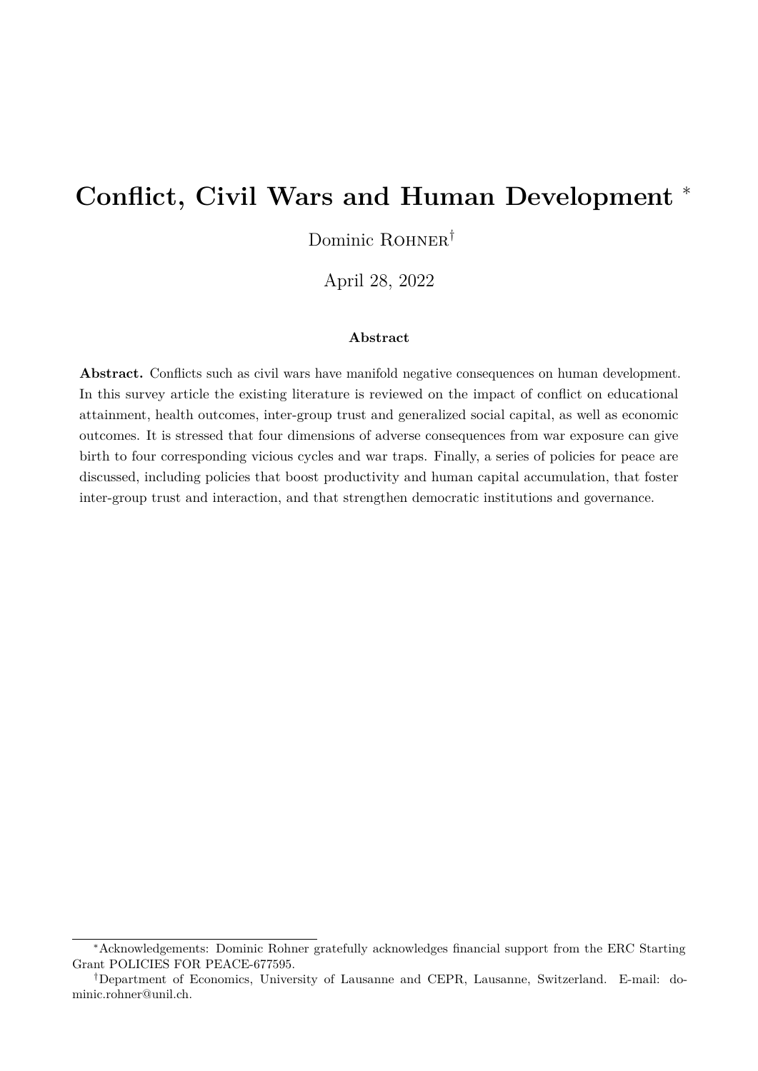# Conflict, Civil Wars and Human Development [*]

Dominic Rohner[†]

April 28, 2022

### Abstract

**Abstract.** Conflicts such as civil wars have manifold negative consequences on human development. In this survey article the existing literature is reviewed on the impact of conflict on educational attainment, health outcomes, inter-group trust and generalized social capital, as well as economic outcomes. It is stressed that four dimensions of adverse consequences from war exposure can give birth to four corresponding vicious cycles and war traps. Finally, a series of policies for peace are discussed, including policies that boost productivity and human capital accumulation, that foster inter-group trust and interaction, and that strengthen democratic institutions and governance.

---

[*] Acknowledgements: Dominic Rohner gratefully acknowledges financial support from the ERC Starting Grant POLICIES FOR PEACE-677595.

[†] Department of Economics, University of Lausanne and CEPR, Lausanne, Switzerland. E-mail: dominic.rohner@unil.ch.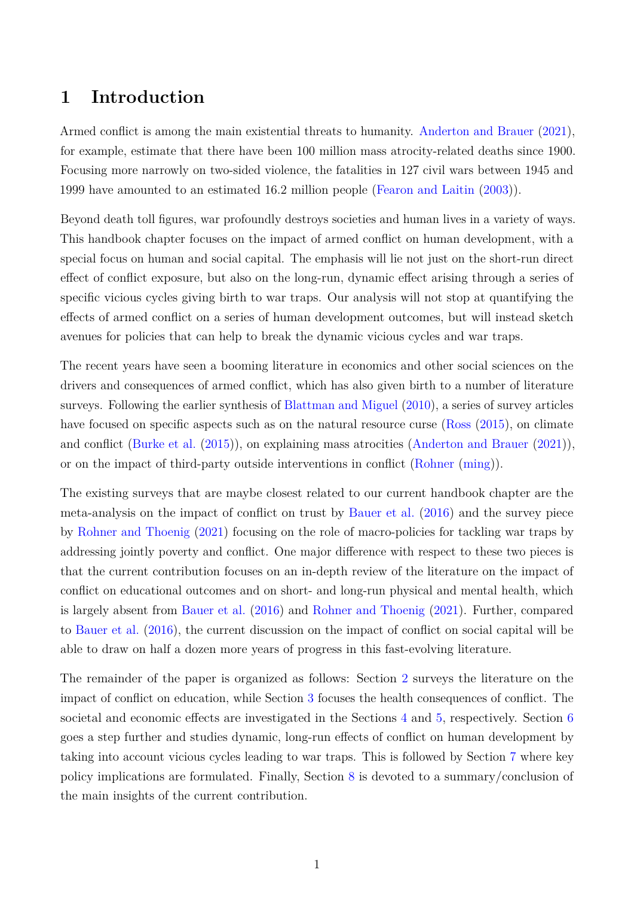# 1 Introduction

Armed conflict is among the main existential threats to humanity. Anderton and Brauer (2021), for example, estimate that there have been 100 million mass atrocity-related deaths since 1900. Focusing more narrowly on two-sided violence, the fatalities in 127 civil wars between 1945 and 1999 have amounted to an estimated 16.2 million people (Fearon and Laitin (2003)).

Beyond death toll figures, war profoundly destroys societies and human lives in a variety of ways. This handbook chapter focuses on the impact of armed conflict on human development, with a special focus on human and social capital. The emphasis will lie not just on the short-run direct effect of conflict exposure, but also on the long-run, dynamic effect arising through a series of specific vicious cycles giving birth to war traps. Our analysis will not stop at quantifying the effects of armed conflict on a series of human development outcomes, but will instead sketch avenues for policies that can help to break the dynamic vicious cycles and war traps.

The recent years have seen a booming literature in economics and other social sciences on the drivers and consequences of armed conflict, which has also given birth to a number of literature surveys. Following the earlier synthesis of Blattman and Miguel (2010), a series of survey articles have focused on specific aspects such as on the natural resource curse (Ross (2015), on climate and conflict (Burke et al. (2015)), on explaining mass atrocities (Anderton and Brauer (2021)), or on the impact of third-party outside interventions in conflict (Rohner (ming)).

The existing surveys that are maybe closest related to our current handbook chapter are the meta-analysis on the impact of conflict on trust by Bauer et al. (2016) and the survey piece by Rohner and Thoenig (2021) focusing on the role of macro-policies for tackling war traps by addressing jointly poverty and conflict. One major difference with respect to these two pieces is that the current contribution focuses on an in-depth review of the literature on the impact of conflict on educational outcomes and on short- and long-run physical and mental health, which is largely absent from Bauer et al. (2016) and Rohner and Thoenig (2021). Further, compared to Bauer et al. (2016), the current discussion on the impact of conflict on social capital will be able to draw on half a dozen more years of progress in this fast-evolving literature.

The remainder of the paper is organized as follows: Section 2 surveys the literature on the impact of conflict on education, while Section 3 focuses the health consequences of conflict. The societal and economic effects are investigated in the Sections 4 and 5, respectively. Section 6 goes a step further and studies dynamic, long-run effects of conflict on human development by taking into account vicious cycles leading to war traps. This is followed by Section 7 where key policy implications are formulated. Finally, Section 8 is devoted to a summary/conclusion of the main insights of the current contribution.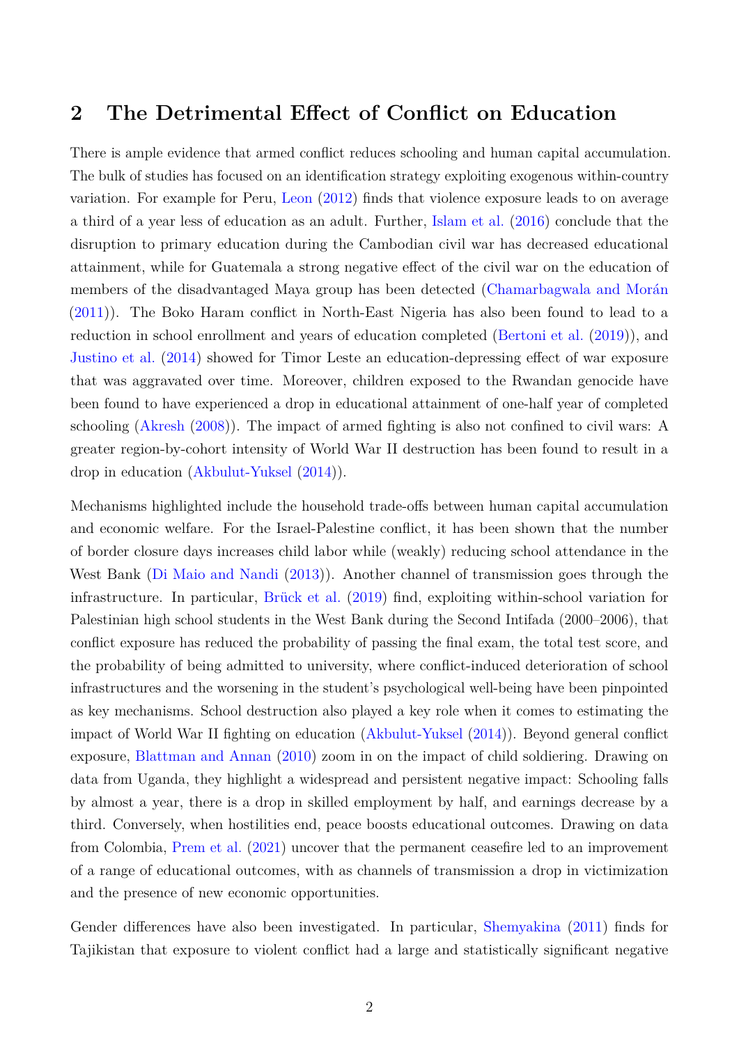## 2 The Detrimental Effect of Conflict on Education

There is ample evidence that armed conflict reduces schooling and human capital accumulation. The bulk of studies has focused on an identification strategy exploiting exogenous within-country variation. For example for Peru, Leon (2012) finds that violence exposure leads to on average a third of a year less of education as an adult. Further, Islam et al. (2016) conclude that the disruption to primary education during the Cambodian civil war has decreased educational attainment, while for Guatemala a strong negative effect of the civil war on the education of members of the disadvantaged Maya group has been detected (Chamarbagwala and Morán (2011)). The Boko Haram conflict in North-East Nigeria has also been found to lead to a reduction in school enrollment and years of education completed (Bertoni et al. (2019)), and Justino et al. (2014) showed for Timor Leste an education-depressing effect of war exposure that was aggravated over time. Moreover, children exposed to the Rwandan genocide have been found to have experienced a drop in educational attainment of one-half year of completed schooling (Akresh (2008)). The impact of armed fighting is also not confined to civil wars: A greater region-by-cohort intensity of World War II destruction has been found to result in a drop in education (Akbulut-Yuksel (2014)).

Mechanisms highlighted include the household trade-offs between human capital accumulation and economic welfare. For the Israel-Palestine conflict, it has been shown that the number of border closure days increases child labor while (weakly) reducing school attendance in the West Bank (Di Maio and Nandi (2013)). Another channel of transmission goes through the infrastructure. In particular, Brück et al. (2019) find, exploiting within-school variation for Palestinian high school students in the West Bank during the Second Intifada (2000–2006), that conflict exposure has reduced the probability of passing the final exam, the total test score, and the probability of being admitted to university, where conflict-induced deterioration of school infrastructures and the worsening in the student's psychological well-being have been pinpointed as key mechanisms. School destruction also played a key role when it comes to estimating the impact of World War II fighting on education (Akbulut-Yuksel (2014)). Beyond general conflict exposure, Blattman and Annan (2010) zoom in on the impact of child soldiering. Drawing on data from Uganda, they highlight a widespread and persistent negative impact: Schooling falls by almost a year, there is a drop in skilled employment by half, and earnings decrease by a third. Conversely, when hostilities end, peace boosts educational outcomes. Drawing on data from Colombia, Prem et al. (2021) uncover that the permanent ceasefire led to an improvement of a range of educational outcomes, with as channels of transmission a drop in victimization and the presence of new economic opportunities.

Gender differences have also been investigated. In particular, Shemyakina (2011) finds for Tajikistan that exposure to violent conflict had a large and statistically significant negative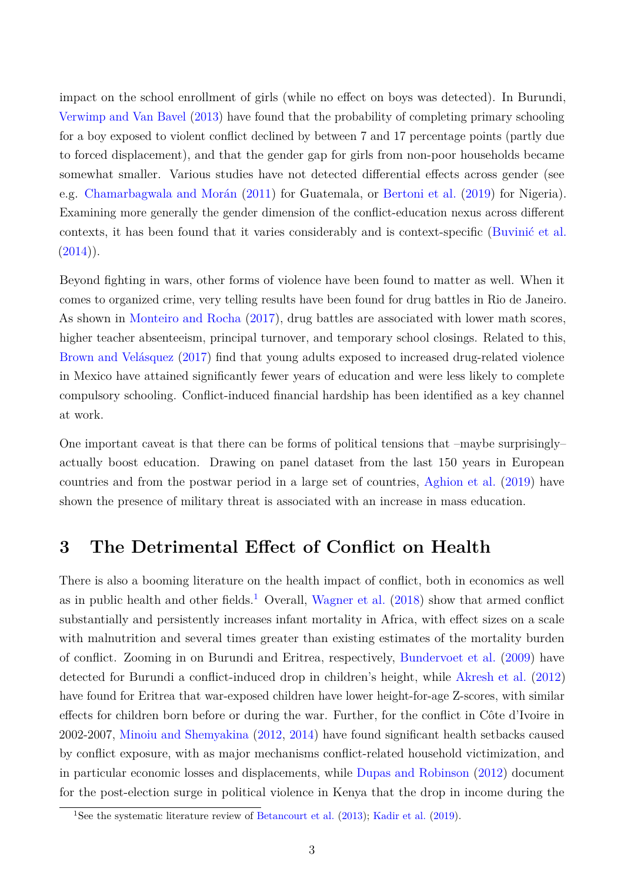impact on the school enrollment of girls (while no effect on boys was detected). In Burundi, Verwimp and Van Bavel (2013) have found that the probability of completing primary schooling for a boy exposed to violent conflict declined by between 7 and 17 percentage points (partly due to forced displacement), and that the gender gap for girls from non-poor households became somewhat smaller. Various studies have not detected differential effects across gender (see e.g. Chamarbagwala and Morán (2011) for Guatemala, or Bertoni et al. (2019) for Nigeria). Examining more generally the gender dimension of the conflict-education nexus across different contexts, it has been found that it varies considerably and is context-specific (Buvinić et al. (2014)).

Beyond fighting in wars, other forms of violence have been found to matter as well. When it comes to organized crime, very telling results have been found for drug battles in Rio de Janeiro. As shown in Monteiro and Rocha (2017), drug battles are associated with lower math scores, higher teacher absenteeism, principal turnover, and temporary school closings. Related to this, Brown and Velásquez (2017) find that young adults exposed to increased drug-related violence in Mexico have attained significantly fewer years of education and were less likely to complete compulsory schooling. Conflict-induced financial hardship has been identified as a key channel at work.

One important caveat is that there can be forms of political tensions that –maybe surprisingly– actually boost education. Drawing on panel dataset from the last 150 years in European countries and from the postwar period in a large set of countries, Aghion et al. (2019) have shown the presence of military threat is associated with an increase in mass education.

## 3 The Detrimental Effect of Conflict on Health

There is also a booming literature on the health impact of conflict, both in economics as well as in public health and other fields.[1] Overall, Wagner et al. (2018) show that armed conflict substantially and persistently increases infant mortality in Africa, with effect sizes on a scale with malnutrition and several times greater than existing estimates of the mortality burden of conflict. Zooming in on Burundi and Eritrea, respectively, Bundervoet et al. (2009) have detected for Burundi a conflict-induced drop in children's height, while Akresh et al. (2012) have found for Eritrea that war-exposed children have lower height-for-age Z-scores, with similar effects for children born before or during the war. Further, for the conflict in Côte d'Ivoire in 2002-2007, Minoiu and Shemyakina (2012, 2014) have found significant health setbacks caused by conflict exposure, with as major mechanisms conflict-related household victimization, and in particular economic losses and displacements, while Dupas and Robinson (2012) document for the post-election surge in political violence in Kenya that the drop in income during the

[1] See the systematic literature review of Betancourt et al. (2013); Kadir et al. (2019).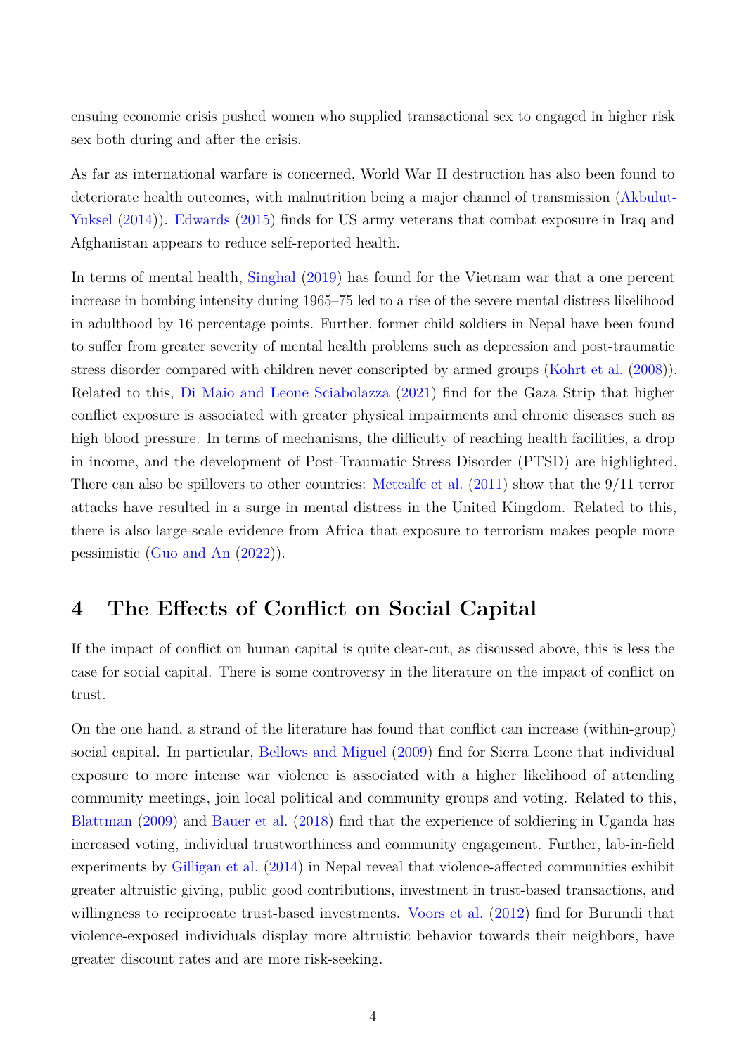ensuing economic crisis pushed women who supplied transactional sex to engaged in higher risk sex both during and after the crisis.

As far as international warfare is concerned, World War II destruction has also been found to deteriorate health outcomes, with malnutrition being a major channel of transmission (Akbulut-Yuksel (2014)). Edwards (2015) finds for US army veterans that combat exposure in Iraq and Afghanistan appears to reduce self-reported health.

In terms of mental health, Singhal (2019) has found for the Vietnam war that a one percent increase in bombing intensity during 1965–75 led to a rise of the severe mental distress likelihood in adulthood by 16 percentage points. Further, former child soldiers in Nepal have been found to suffer from greater severity of mental health problems such as depression and post-traumatic stress disorder compared with children never conscripted by armed groups (Kohrt et al. (2008)). Related to this, Di Maio and Leone Sciabolazza (2021) find for the Gaza Strip that higher conflict exposure is associated with greater physical impairments and chronic diseases such as high blood pressure. In terms of mechanisms, the difficulty of reaching health facilities, a drop in income, and the development of Post-Traumatic Stress Disorder (PTSD) are highlighted. There can also be spillovers to other countries: Metcalfe et al. (2011) show that the 9/11 terror attacks have resulted in a surge in mental distress in the United Kingdom. Related to this, there is also large-scale evidence from Africa that exposure to terrorism makes people more pessimistic (Guo and An (2022)).

## 4 The Effects of Conflict on Social Capital

If the impact of conflict on human capital is quite clear-cut, as discussed above, this is less the case for social capital. There is some controversy in the literature on the impact of conflict on trust.

On the one hand, a strand of the literature has found that conflict can increase (within-group) social capital. In particular, Bellows and Miguel (2009) find for Sierra Leone that individual exposure to more intense war violence is associated with a higher likelihood of attending community meetings, join local political and community groups and voting. Related to this, Blattman (2009) and Bauer et al. (2018) find that the experience of soldiering in Uganda has increased voting, individual trustworthiness and community engagement. Further, lab-in-field experiments by Gilligan et al. (2014) in Nepal reveal that violence-affected communities exhibit greater altruistic giving, public good contributions, investment in trust-based transactions, and willingness to reciprocate trust-based investments. Voors et al. (2012) find for Burundi that violence-exposed individuals display more altruistic behavior towards their neighbors, have greater discount rates and are more risk-seeking.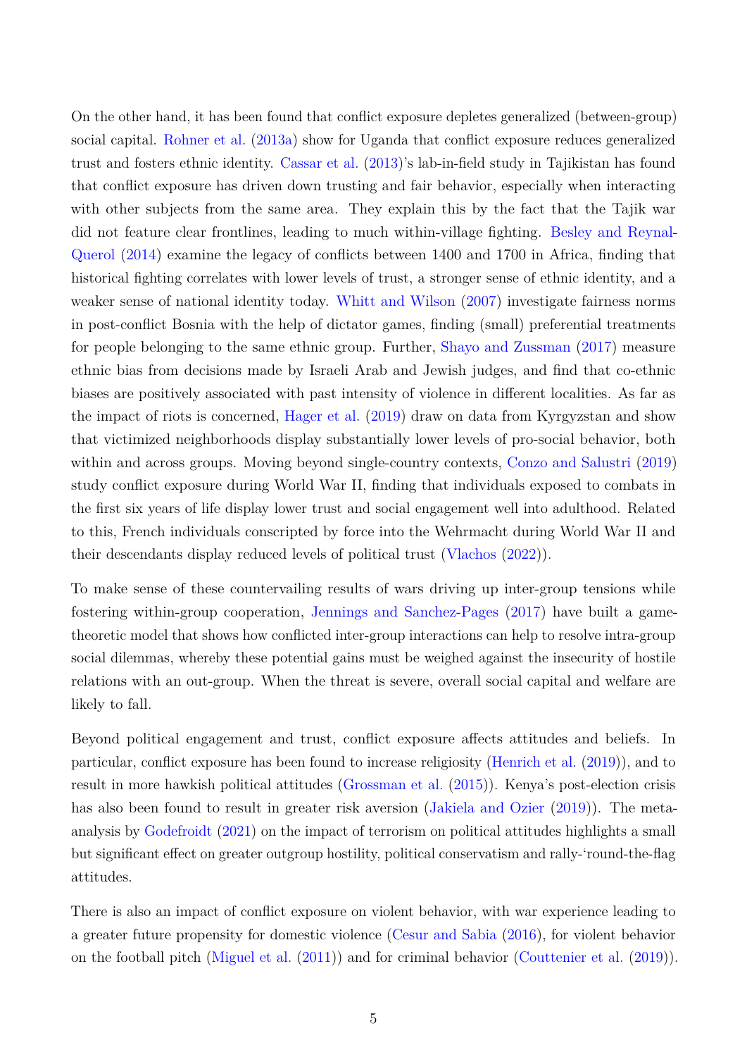On the other hand, it has been found that conflict exposure depletes generalized (between-group) social capital. Rohner et al. (2013a) show for Uganda that conflict exposure reduces generalized trust and fosters ethnic identity. Cassar et al. (2013)'s lab-in-field study in Tajikistan has found that conflict exposure has driven down trusting and fair behavior, especially when interacting with other subjects from the same area. They explain this by the fact that the Tajik war did not feature clear frontlines, leading to much within-village fighting. Besley and Reynal-Querol (2014) examine the legacy of conflicts between 1400 and 1700 in Africa, finding that historical fighting correlates with lower levels of trust, a stronger sense of ethnic identity, and a weaker sense of national identity today. Whitt and Wilson (2007) investigate fairness norms in post-conflict Bosnia with the help of dictator games, finding (small) preferential treatments for people belonging to the same ethnic group. Further, Shayo and Zussman (2017) measure ethnic bias from decisions made by Israeli Arab and Jewish judges, and find that co-ethnic biases are positively associated with past intensity of violence in different localities. As far as the impact of riots is concerned, Hager et al. (2019) draw on data from Kyrgyzstan and show that victimized neighborhoods display substantially lower levels of pro-social behavior, both within and across groups. Moving beyond single-country contexts, Conzo and Salustri (2019) study conflict exposure during World War II, finding that individuals exposed to combats in the first six years of life display lower trust and social engagement well into adulthood. Related to this, French individuals conscripted by force into the Wehrmacht during World War II and their descendants display reduced levels of political trust (Vlachos (2022)).

To make sense of these countervailing results of wars driving up inter-group tensions while fostering within-group cooperation, Jennings and Sanchez-Pages (2017) have built a game-theoretic model that shows how conflicted inter-group interactions can help to resolve intra-group social dilemmas, whereby these potential gains must be weighed against the insecurity of hostile relations with an out-group. When the threat is severe, overall social capital and welfare are likely to fall.

Beyond political engagement and trust, conflict exposure affects attitudes and beliefs. In particular, conflict exposure has been found to increase religiosity (Henrich et al. (2019)), and to result in more hawkish political attitudes (Grossman et al. (2015)). Kenya's post-election crisis has also been found to result in greater risk aversion (Jakiela and Ozier (2019)). The meta-analysis by Godefroidt (2021) on the impact of terrorism on political attitudes highlights a small but significant effect on greater outgroup hostility, political conservatism and rally-'round-the-flag attitudes.

There is also an impact of conflict exposure on violent behavior, with war experience leading to a greater future propensity for domestic violence (Cesur and Sabia (2016), for violent behavior on the football pitch (Miguel et al. (2011)) and for criminal behavior (Couttenier et al. (2019)).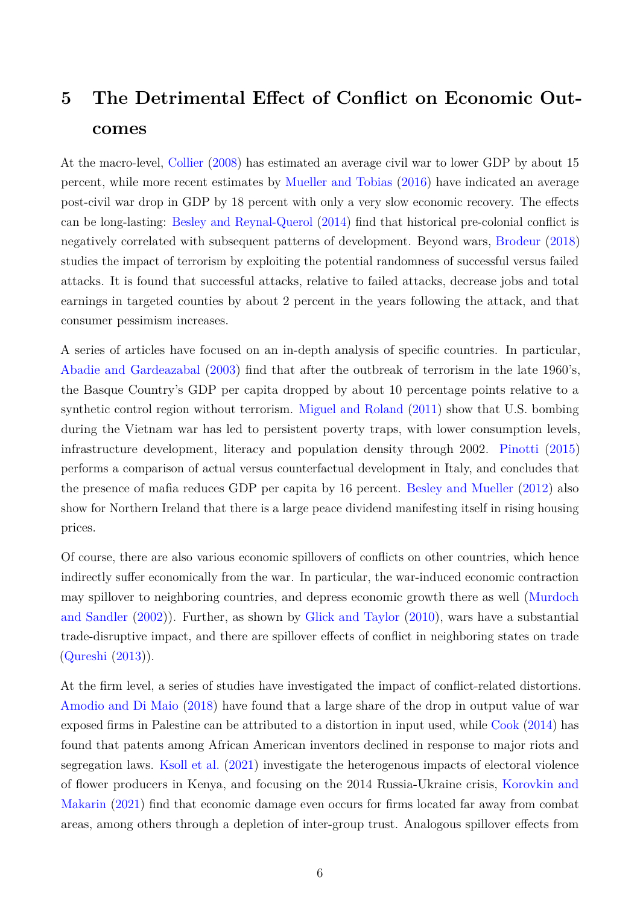# 5 The Detrimental Effect of Conflict on Economic Outcomes

At the macro-level, Collier (2008) has estimated an average civil war to lower GDP by about 15 percent, while more recent estimates by Mueller and Tobias (2016) have indicated an average post-civil war drop in GDP by 18 percent with only a very slow economic recovery. The effects can be long-lasting: Besley and Reynal-Querol (2014) find that historical pre-colonial conflict is negatively correlated with subsequent patterns of development. Beyond wars, Brodeur (2018) studies the impact of terrorism by exploiting the potential randomness of successful versus failed attacks. It is found that successful attacks, relative to failed attacks, decrease jobs and total earnings in targeted counties by about 2 percent in the years following the attack, and that consumer pessimism increases.

A series of articles have focused on an in-depth analysis of specific countries. In particular, Abadie and Gardeazabal (2003) find that after the outbreak of terrorism in the late 1960's, the Basque Country's GDP per capita dropped by about 10 percentage points relative to a synthetic control region without terrorism. Miguel and Roland (2011) show that U.S. bombing during the Vietnam war has led to persistent poverty traps, with lower consumption levels, infrastructure development, literacy and population density through 2002. Pinotti (2015) performs a comparison of actual versus counterfactual development in Italy, and concludes that the presence of mafia reduces GDP per capita by 16 percent. Besley and Mueller (2012) also show for Northern Ireland that there is a large peace dividend manifesting itself in rising housing prices.

Of course, there are also various economic spillovers of conflicts on other countries, which hence indirectly suffer economically from the war. In particular, the war-induced economic contraction may spillover to neighboring countries, and depress economic growth there as well (Murdoch and Sandler (2002)). Further, as shown by Glick and Taylor (2010), wars have a substantial trade-disruptive impact, and there are spillover effects of conflict in neighboring states on trade (Qureshi (2013)).

At the firm level, a series of studies have investigated the impact of conflict-related distortions. Amodio and Di Maio (2018) have found that a large share of the drop in output value of war exposed firms in Palestine can be attributed to a distortion in input used, while Cook (2014) has found that patents among African American inventors declined in response to major riots and segregation laws. Ksoll et al. (2021) investigate the heterogenous impacts of electoral violence of flower producers in Kenya, and focusing on the 2014 Russia-Ukraine crisis, Korovkin and Makarin (2021) find that economic damage even occurs for firms located far away from combat areas, among others through a depletion of inter-group trust. Analogous spillover effects from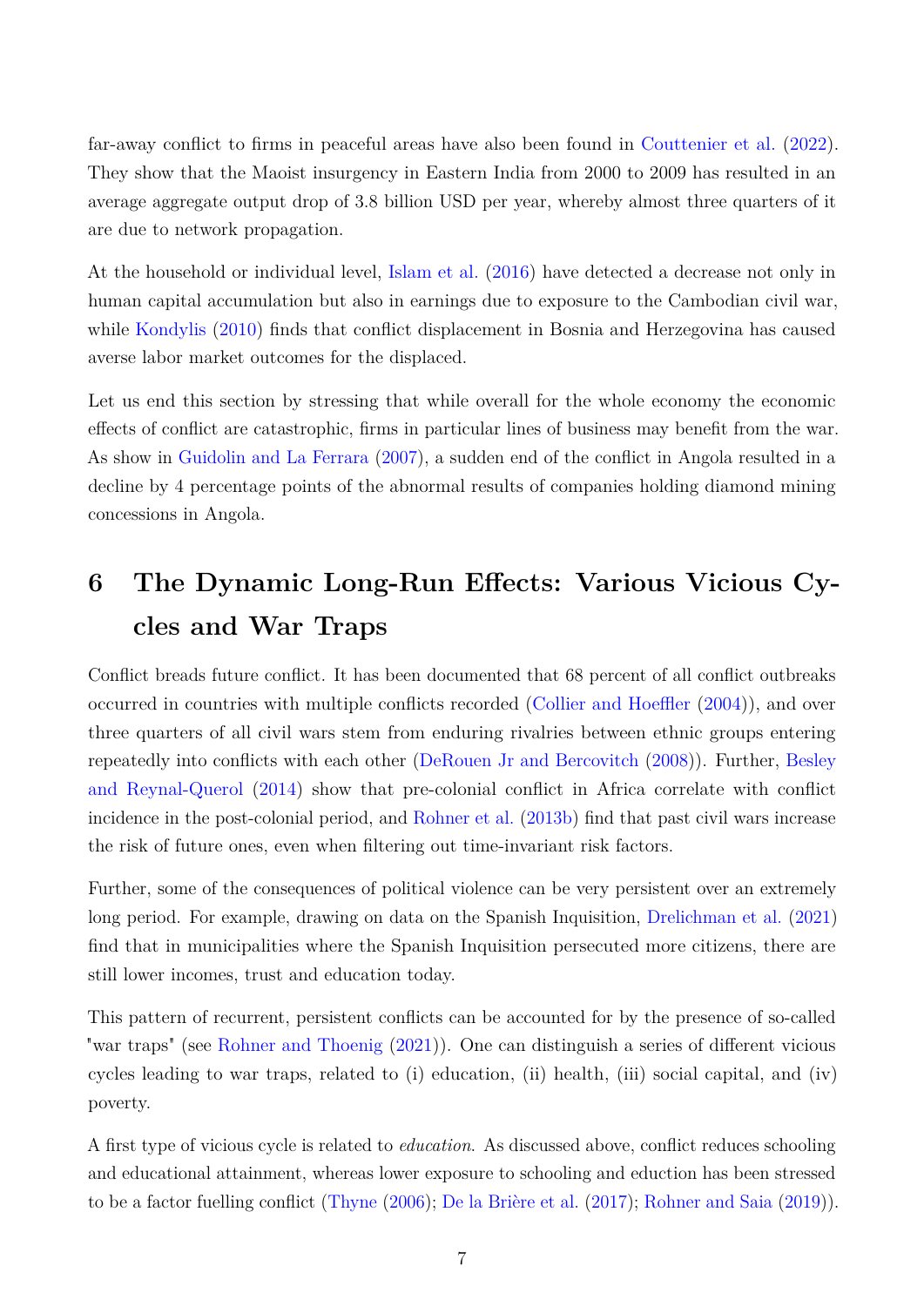far-away conflict to firms in peaceful areas have also been found in Couttenier et al. (2022). They show that the Maoist insurgency in Eastern India from 2000 to 2009 has resulted in an average aggregate output drop of 3.8 billion USD per year, whereby almost three quarters of it are due to network propagation.

At the household or individual level, Islam et al. (2016) have detected a decrease not only in human capital accumulation but also in earnings due to exposure to the Cambodian civil war, while Kondylis (2010) finds that conflict displacement in Bosnia and Herzegovina has caused averse labor market outcomes for the displaced.

Let us end this section by stressing that while overall for the whole economy the economic effects of conflict are catastrophic, firms in particular lines of business may benefit from the war. As show in Guidolin and La Ferrara (2007), a sudden end of the conflict in Angola resulted in a decline by 4 percentage points of the abnormal results of companies holding diamond mining concessions in Angola.

# 6 The Dynamic Long-Run Effects: Various Vicious Cycles and War Traps

Conflict breads future conflict. It has been documented that 68 percent of all conflict outbreaks occurred in countries with multiple conflicts recorded (Collier and Hoeffler (2004)), and over three quarters of all civil wars stem from enduring rivalries between ethnic groups entering repeatedly into conflicts with each other (DeRouen Jr and Bercovitch (2008)). Further, Besley and Reynal-Querol (2014) show that pre-colonial conflict in Africa correlate with conflict incidence in the post-colonial period, and Rohner et al. (2013b) find that past civil wars increase the risk of future ones, even when filtering out time-invariant risk factors.

Further, some of the consequences of political violence can be very persistent over an extremely long period. For example, drawing on data on the Spanish Inquisition, Drelichman et al. (2021) find that in municipalities where the Spanish Inquisition persecuted more citizens, there are still lower incomes, trust and education today.

This pattern of recurrent, persistent conflicts can be accounted for by the presence of so-called "war traps" (see Rohner and Thoenig (2021)). One can distinguish a series of different vicious cycles leading to war traps, related to (i) education, (ii) health, (iii) social capital, and (iv) poverty.

A first type of vicious cycle is related to *education*. As discussed above, conflict reduces schooling and educational attainment, whereas lower exposure to schooling and eduction has been stressed to be a factor fuelling conflict (Thyne (2006); De la Brière et al. (2017); Rohner and Saia (2019)).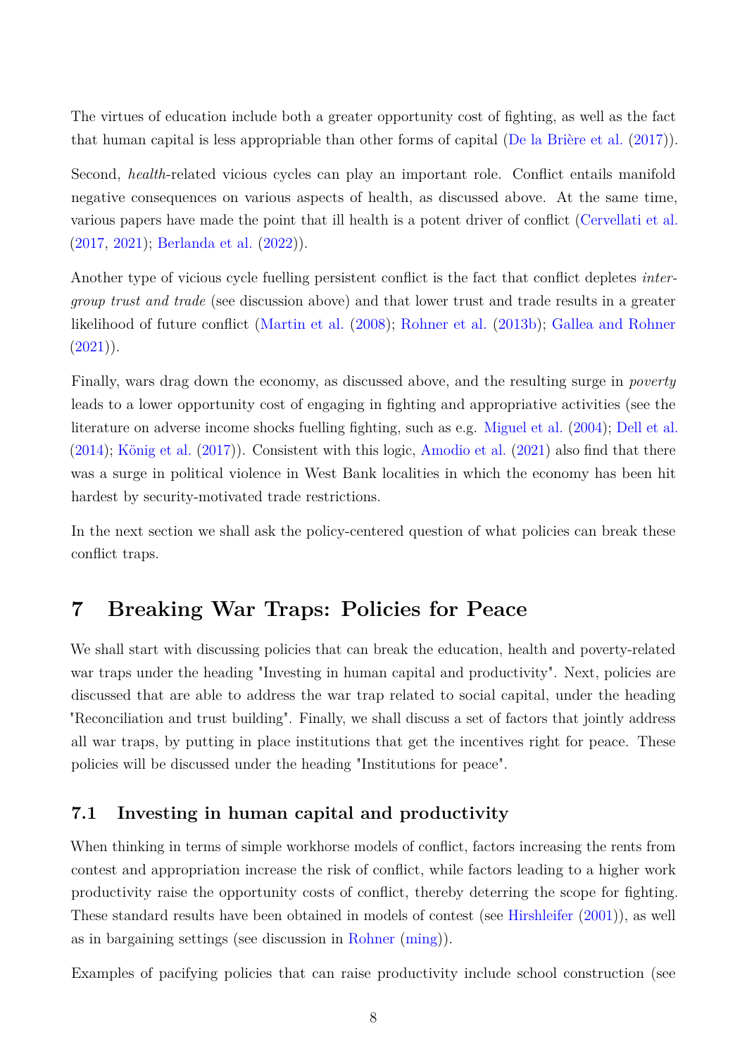The virtues of education include both a greater opportunity cost of fighting, as well as the fact that human capital is less appropriable than other forms of capital (De la Brière et al. (2017)).

Second, *health*-related vicious cycles can play an important role. Conflict entails manifold negative consequences on various aspects of health, as discussed above. At the same time, various papers have made the point that ill health is a potent driver of conflict (Cervellati et al. (2017, 2021); Berlanda et al. (2022)).

Another type of vicious cycle fuelling persistent conflict is the fact that conflict depletes *inter-group trust and trade* (see discussion above) and that lower trust and trade results in a greater likelihood of future conflict (Martin et al. (2008); Rohner et al. (2013b); Gallea and Rohner (2021)).

Finally, wars drag down the economy, as discussed above, and the resulting surge in *poverty* leads to a lower opportunity cost of engaging in fighting and appropriative activities (see the literature on adverse income shocks fuelling fighting, such as e.g. Miguel et al. (2004); Dell et al. (2014); König et al. (2017)). Consistent with this logic, Amodio et al. (2021) also find that there was a surge in political violence in West Bank localities in which the economy has been hit hardest by security-motivated trade restrictions.

In the next section we shall ask the policy-centered question of what policies can break these conflict traps.

# 7 Breaking War Traps: Policies for Peace

We shall start with discussing policies that can break the education, health and poverty-related war traps under the heading "Investing in human capital and productivity". Next, policies are discussed that are able to address the war trap related to social capital, under the heading "Reconciliation and trust building". Finally, we shall discuss a set of factors that jointly address all war traps, by putting in place institutions that get the incentives right for peace. These policies will be discussed under the heading "Institutions for peace".

## 7.1 Investing in human capital and productivity

When thinking in terms of simple workhorse models of conflict, factors increasing the rents from contest and appropriation increase the risk of conflict, while factors leading to a higher work productivity raise the opportunity costs of conflict, thereby deterring the scope for fighting. These standard results have been obtained in models of contest (see Hirshleifer (2001)), as well as in bargaining settings (see discussion in Rohner (ming)).

Examples of pacifying policies that can raise productivity include school construction (see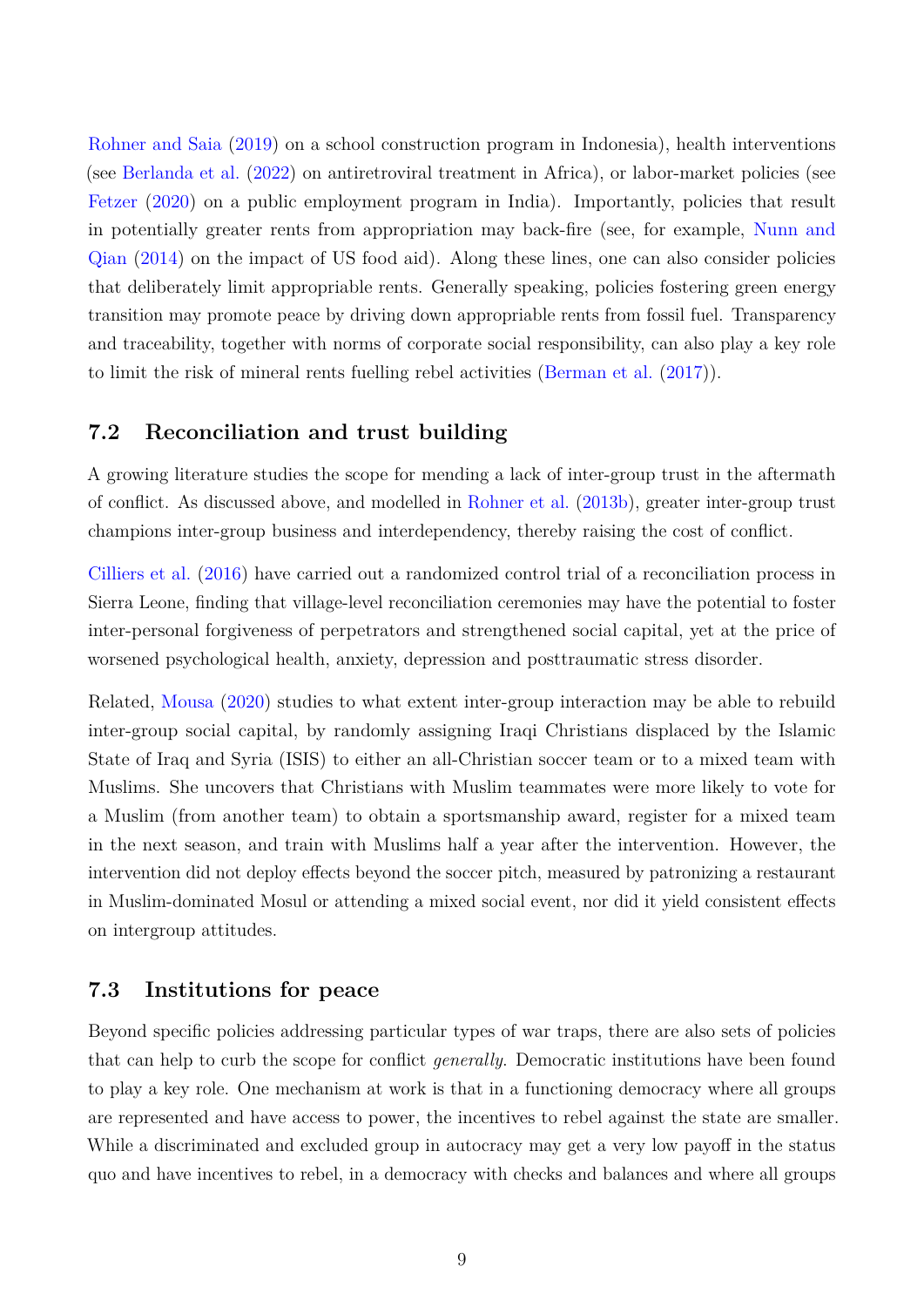Rohner and Saia (2019) on a school construction program in Indonesia), health interventions (see Berlanda et al. (2022) on antiretroviral treatment in Africa), or labor-market policies (see Fetzer (2020) on a public employment program in India). Importantly, policies that result in potentially greater rents from appropriation may back-fire (see, for example, Nunn and Qian (2014) on the impact of US food aid). Along these lines, one can also consider policies that deliberately limit appropriable rents. Generally speaking, policies fostering green energy transition may promote peace by driving down appropriable rents from fossil fuel. Transparency and traceability, together with norms of corporate social responsibility, can also play a key role to limit the risk of mineral rents fuelling rebel activities (Berman et al. (2017)).

### 7.2 Reconciliation and trust building

A growing literature studies the scope for mending a lack of inter-group trust in the aftermath of conflict. As discussed above, and modelled in Rohner et al. (2013b), greater inter-group trust champions inter-group business and interdependency, thereby raising the cost of conflict.

Cilliers et al. (2016) have carried out a randomized control trial of a reconciliation process in Sierra Leone, finding that village-level reconciliation ceremonies may have the potential to foster inter-personal forgiveness of perpetrators and strengthened social capital, yet at the price of worsened psychological health, anxiety, depression and posttraumatic stress disorder.

Related, Mousa (2020) studies to what extent inter-group interaction may be able to rebuild inter-group social capital, by randomly assigning Iraqi Christians displaced by the Islamic State of Iraq and Syria (ISIS) to either an all-Christian soccer team or to a mixed team with Muslims. She uncovers that Christians with Muslim teammates were more likely to vote for a Muslim (from another team) to obtain a sportsmanship award, register for a mixed team in the next season, and train with Muslims half a year after the intervention. However, the intervention did not deploy effects beyond the soccer pitch, measured by patronizing a restaurant in Muslim-dominated Mosul or attending a mixed social event, nor did it yield consistent effects on intergroup attitudes.

### 7.3 Institutions for peace

Beyond specific policies addressing particular types of war traps, there are also sets of policies that can help to curb the scope for conflict *generally*. Democratic institutions have been found to play a key role. One mechanism at work is that in a functioning democracy where all groups are represented and have access to power, the incentives to rebel against the state are smaller. While a discriminated and excluded group in autocracy may get a very low payoff in the status quo and have incentives to rebel, in a democracy with checks and balances and where all groups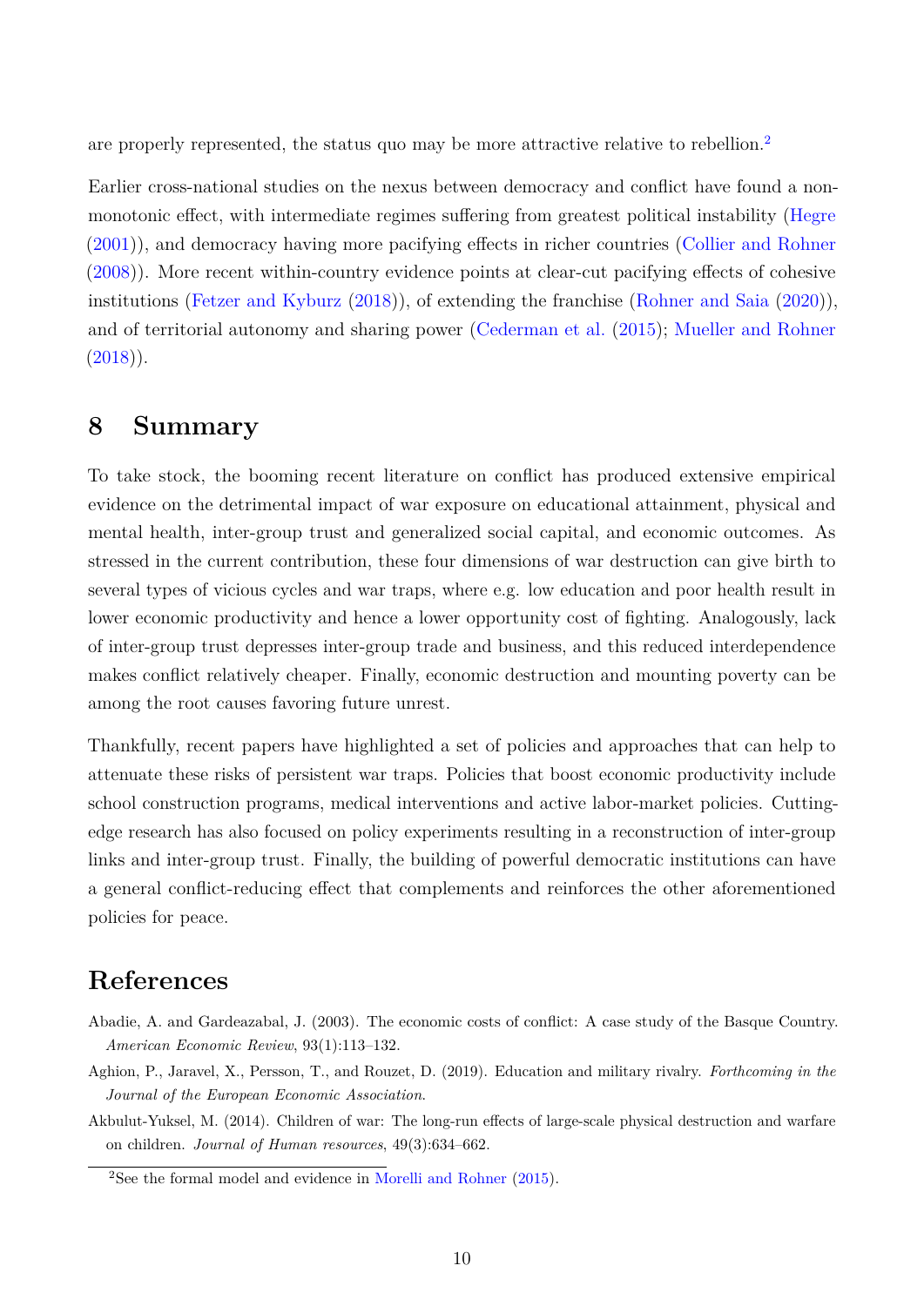are properly represented, the status quo may be more attractive relative to rebellion.[2]

Earlier cross-national studies on the nexus between democracy and conflict have found a non-monotonic effect, with intermediate regimes suffering from greatest political instability (Hegre (2001)), and democracy having more pacifying effects in richer countries (Collier and Rohner (2008)). More recent within-country evidence points at clear-cut pacifying effects of cohesive institutions (Fetzer and Kyburz (2018)), of extending the franchise (Rohner and Saia (2020)), and of territorial autonomy and sharing power (Cederman et al. (2015); Mueller and Rohner (2018)).

## 8 Summary

To take stock, the booming recent literature on conflict has produced extensive empirical evidence on the detrimental impact of war exposure on educational attainment, physical and mental health, inter-group trust and generalized social capital, and economic outcomes. As stressed in the current contribution, these four dimensions of war destruction can give birth to several types of vicious cycles and war traps, where e.g. low education and poor health result in lower economic productivity and hence a lower opportunity cost of fighting. Analogously, lack of inter-group trust depresses inter-group trade and business, and this reduced interdependence makes conflict relatively cheaper. Finally, economic destruction and mounting poverty can be among the root causes favoring future unrest.

Thankfully, recent papers have highlighted a set of policies and approaches that can help to attenuate these risks of persistent war traps. Policies that boost economic productivity include school construction programs, medical interventions and active labor-market policies. Cutting-edge research has also focused on policy experiments resulting in a reconstruction of inter-group links and inter-group trust. Finally, the building of powerful democratic institutions can have a general conflict-reducing effect that complements and reinforces the other aforementioned policies for peace.

# References

Abadie, A. and Gardeazabal, J. (2003). The economic costs of conflict: A case study of the Basque Country. *American Economic Review*, 93(1):113–132.

Aghion, P., Jaravel, X., Persson, T., and Rouzet, D. (2019). Education and military rivalry. *Forthcoming in the Journal of the European Economic Association*.

Akbulut-Yuksel, M. (2014). Children of war: The long-run effects of large-scale physical destruction and warfare on children. *Journal of Human resources*, 49(3):634–662.

[2]See the formal model and evidence in Morelli and Rohner (2015).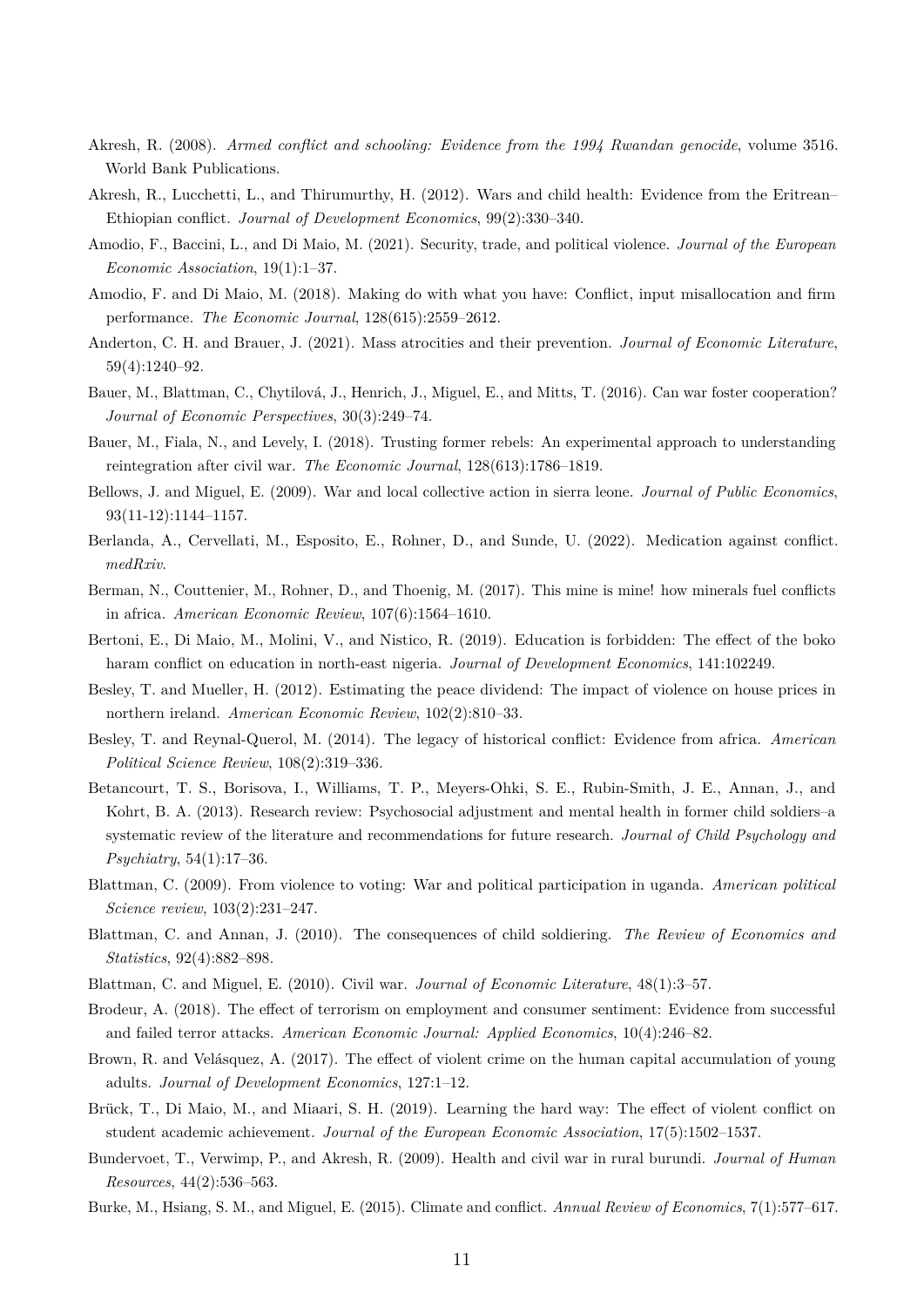Akresh, R. (2008). *Armed conflict and schooling: Evidence from the 1994 Rwandan genocide*, volume 3516. World Bank Publications.

Akresh, R., Lucchetti, L., and Thirumurthy, H. (2012). Wars and child health: Evidence from the Eritrean–Ethiopian conflict. *Journal of Development Economics*, 99(2):330–340.

Amodio, F., Baccini, L., and Di Maio, M. (2021). Security, trade, and political violence. *Journal of the European Economic Association*, 19(1):1–37.

Amodio, F. and Di Maio, M. (2018). Making do with what you have: Conflict, input misallocation and firm performance. *The Economic Journal*, 128(615):2559–2612.

Anderton, C. H. and Brauer, J. (2021). Mass atrocities and their prevention. *Journal of Economic Literature*, 59(4):1240–92.

Bauer, M., Blattman, C., Chytilová, J., Henrich, J., Miguel, E., and Mitts, T. (2016). Can war foster cooperation? *Journal of Economic Perspectives*, 30(3):249–74.

Bauer, M., Fiala, N., and Levely, I. (2018). Trusting former rebels: An experimental approach to understanding reintegration after civil war. *The Economic Journal*, 128(613):1786–1819.

Bellows, J. and Miguel, E. (2009). War and local collective action in sierra leone. *Journal of Public Economics*, 93(11-12):1144–1157.

Berlanda, A., Cervellati, M., Esposito, E., Rohner, D., and Sunde, U. (2022). Medication against conflict. *medRxiv*.

Berman, N., Couttenier, M., Rohner, D., and Thoenig, M. (2017). This mine is mine! how minerals fuel conflicts in africa. *American Economic Review*, 107(6):1564–1610.

Bertoni, E., Di Maio, M., Molini, V., and Nistico, R. (2019). Education is forbidden: The effect of the boko haram conflict on education in north-east nigeria. *Journal of Development Economics*, 141:102249.

Besley, T. and Mueller, H. (2012). Estimating the peace dividend: The impact of violence on house prices in northern ireland. *American Economic Review*, 102(2):810–33.

Besley, T. and Reynal-Querol, M. (2014). The legacy of historical conflict: Evidence from africa. *American Political Science Review*, 108(2):319–336.

Betancourt, T. S., Borisova, I., Williams, T. P., Meyers-Ohki, S. E., Rubin-Smith, J. E., Annan, J., and Kohrt, B. A. (2013). Research review: Psychosocial adjustment and mental health in former child soldiers–a systematic review of the literature and recommendations for future research. *Journal of Child Psychology and Psychiatry*, 54(1):17–36.

Blattman, C. (2009). From violence to voting: War and political participation in uganda. *American political Science review*, 103(2):231–247.

Blattman, C. and Annan, J. (2010). The consequences of child soldiering. *The Review of Economics and Statistics*, 92(4):882–898.

Blattman, C. and Miguel, E. (2010). Civil war. *Journal of Economic Literature*, 48(1):3–57.

Brodeur, A. (2018). The effect of terrorism on employment and consumer sentiment: Evidence from successful and failed terror attacks. *American Economic Journal: Applied Economics*, 10(4):246–82.

Brown, R. and Velásquez, A. (2017). The effect of violent crime on the human capital accumulation of young adults. *Journal of Development Economics*, 127:1–12.

Brück, T., Di Maio, M., and Miaari, S. H. (2019). Learning the hard way: The effect of violent conflict on student academic achievement. *Journal of the European Economic Association*, 17(5):1502–1537.

Bundervoet, T., Verwimp, P., and Akresh, R. (2009). Health and civil war in rural burundi. *Journal of Human Resources*, 44(2):536–563.

Burke, M., Hsiang, S. M., and Miguel, E. (2015). Climate and conflict. *Annual Review of Economics*, 7(1):577–617.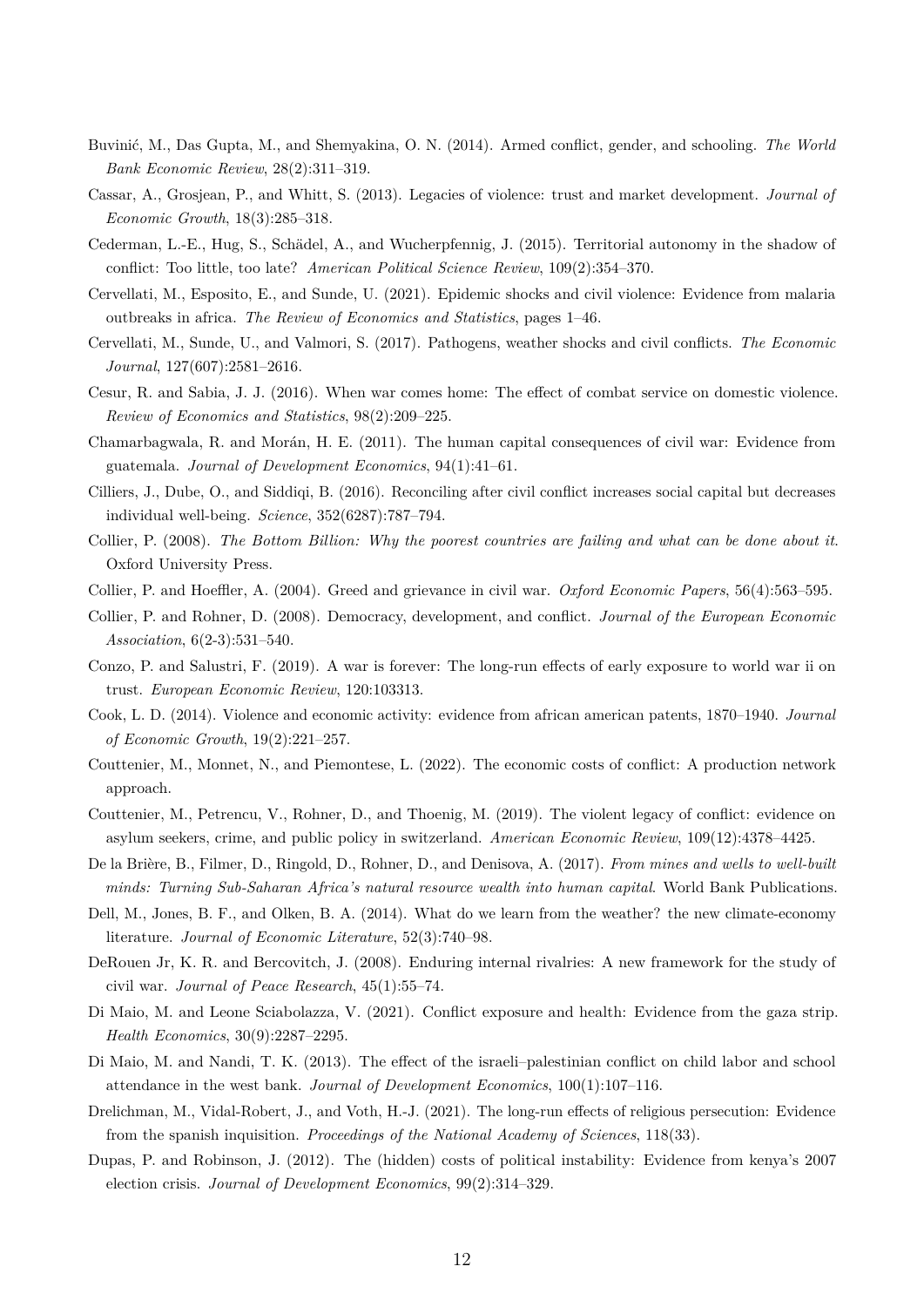Buvinić, M., Das Gupta, M., and Shemyakina, O. N. (2014). Armed conflict, gender, and schooling. *The World Bank Economic Review*, 28(2):311–319.

Cassar, A., Grosjean, P., and Whitt, S. (2013). Legacies of violence: trust and market development. *Journal of Economic Growth*, 18(3):285–318.

Cederman, L.-E., Hug, S., Schädel, A., and Wucherpfennig, J. (2015). Territorial autonomy in the shadow of conflict: Too little, too late? *American Political Science Review*, 109(2):354–370.

Cervellati, M., Esposito, E., and Sunde, U. (2021). Epidemic shocks and civil violence: Evidence from malaria outbreaks in africa. *The Review of Economics and Statistics*, pages 1–46.

Cervellati, M., Sunde, U., and Valmori, S. (2017). Pathogens, weather shocks and civil conflicts. *The Economic Journal*, 127(607):2581–2616.

Cesur, R. and Sabia, J. J. (2016). When war comes home: The effect of combat service on domestic violence. *Review of Economics and Statistics*, 98(2):209–225.

Chamarbagwala, R. and Morán, H. E. (2011). The human capital consequences of civil war: Evidence from guatemala. *Journal of Development Economics*, 94(1):41–61.

Cilliers, J., Dube, O., and Siddiqi, B. (2016). Reconciling after civil conflict increases social capital but decreases individual well-being. *Science*, 352(6287):787–794.

Collier, P. (2008). *The Bottom Billion: Why the poorest countries are failing and what can be done about it*. Oxford University Press.

Collier, P. and Hoeffler, A. (2004). Greed and grievance in civil war. *Oxford Economic Papers*, 56(4):563–595.

Collier, P. and Rohner, D. (2008). Democracy, development, and conflict. *Journal of the European Economic Association*, 6(2-3):531–540.

Conzo, P. and Salustri, F. (2019). A war is forever: The long-run effects of early exposure to world war ii on trust. *European Economic Review*, 120:103313.

Cook, L. D. (2014). Violence and economic activity: evidence from african american patents, 1870–1940. *Journal of Economic Growth*, 19(2):221–257.

Couttenier, M., Monnet, N., and Piemontese, L. (2022). The economic costs of conflict: A production network approach.

Couttenier, M., Petrencu, V., Rohner, D., and Thoenig, M. (2019). The violent legacy of conflict: evidence on asylum seekers, crime, and public policy in switzerland. *American Economic Review*, 109(12):4378–4425.

De la Brière, B., Filmer, D., Ringold, D., Rohner, D., and Denisova, A. (2017). *From mines and wells to well-built minds: Turning Sub-Saharan Africa's natural resource wealth into human capital*. World Bank Publications.

Dell, M., Jones, B. F., and Olken, B. A. (2014). What do we learn from the weather? the new climate-economy literature. *Journal of Economic Literature*, 52(3):740–98.

DeRouen Jr, K. R. and Bercovitch, J. (2008). Enduring internal rivalries: A new framework for the study of civil war. *Journal of Peace Research*, 45(1):55–74.

Di Maio, M. and Leone Sciabolazza, V. (2021). Conflict exposure and health: Evidence from the gaza strip. *Health Economics*, 30(9):2287–2295.

Di Maio, M. and Nandi, T. K. (2013). The effect of the israeli–palestinian conflict on child labor and school attendance in the west bank. *Journal of Development Economics*, 100(1):107–116.

Drelichman, M., Vidal-Robert, J., and Voth, H.-J. (2021). The long-run effects of religious persecution: Evidence from the spanish inquisition. *Proceedings of the National Academy of Sciences*, 118(33).

Dupas, P. and Robinson, J. (2012). The (hidden) costs of political instability: Evidence from kenya's 2007 election crisis. *Journal of Development Economics*, 99(2):314–329.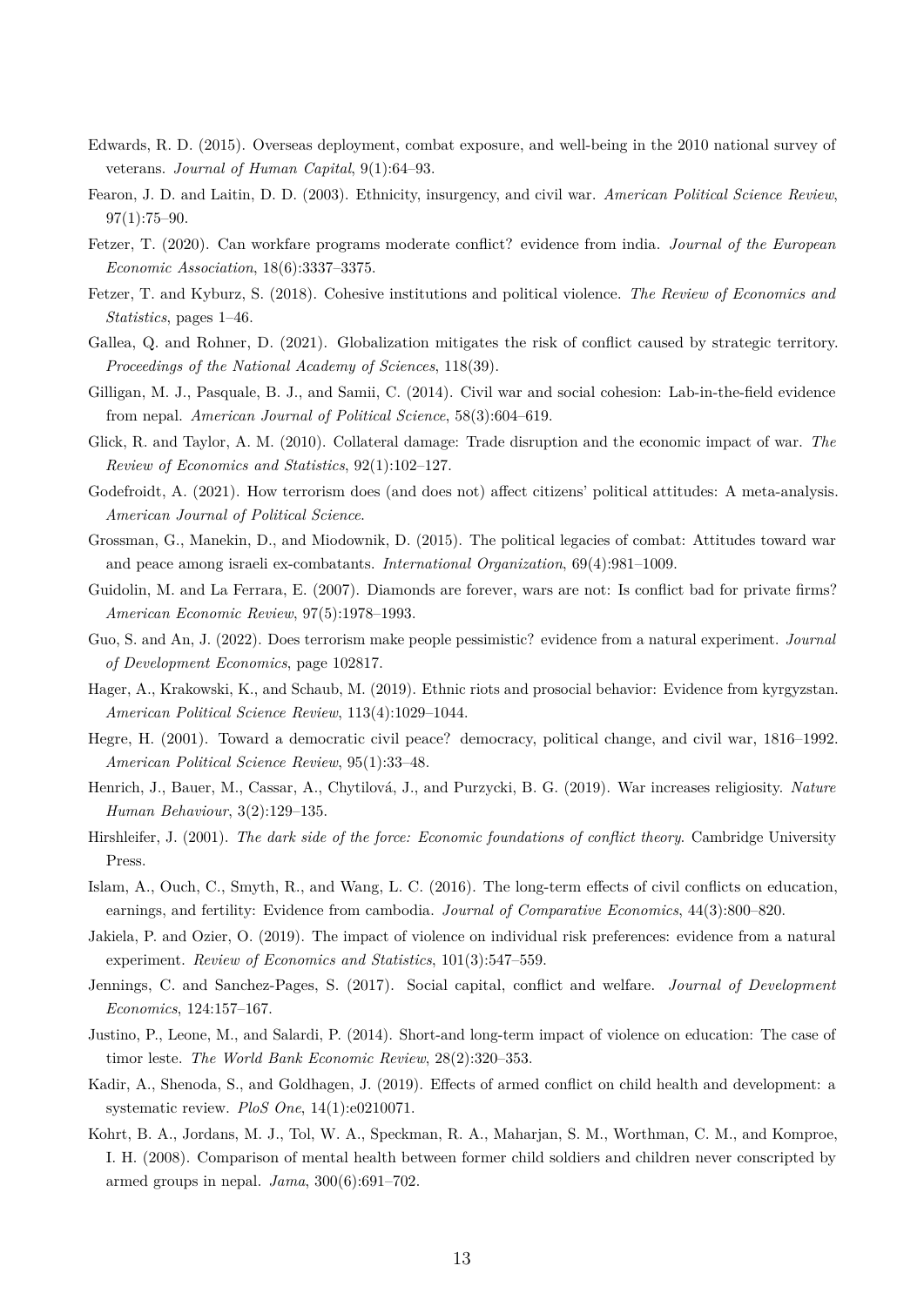Edwards, R. D. (2015). Overseas deployment, combat exposure, and well-being in the 2010 national survey of veterans. *Journal of Human Capital*, 9(1):64–93.

Fearon, J. D. and Laitin, D. D. (2003). Ethnicity, insurgency, and civil war. *American Political Science Review*, 97(1):75–90.

Fetzer, T. (2020). Can workfare programs moderate conflict? evidence from india. *Journal of the European Economic Association*, 18(6):3337–3375.

Fetzer, T. and Kyburz, S. (2018). Cohesive institutions and political violence. *The Review of Economics and Statistics*, pages 1–46.

Gallea, Q. and Rohner, D. (2021). Globalization mitigates the risk of conflict caused by strategic territory. *Proceedings of the National Academy of Sciences*, 118(39).

Gilligan, M. J., Pasquale, B. J., and Samii, C. (2014). Civil war and social cohesion: Lab-in-the-field evidence from nepal. *American Journal of Political Science*, 58(3):604–619.

Glick, R. and Taylor, A. M. (2010). Collateral damage: Trade disruption and the economic impact of war. *The Review of Economics and Statistics*, 92(1):102–127.

Godefroidt, A. (2021). How terrorism does (and does not) affect citizens' political attitudes: A meta-analysis. *American Journal of Political Science*.

Grossman, G., Manekin, D., and Miodownik, D. (2015). The political legacies of combat: Attitudes toward war and peace among israeli ex-combatants. *International Organization*, 69(4):981–1009.

Guidolin, M. and La Ferrara, E. (2007). Diamonds are forever, wars are not: Is conflict bad for private firms? *American Economic Review*, 97(5):1978–1993.

Guo, S. and An, J. (2022). Does terrorism make people pessimistic? evidence from a natural experiment. *Journal of Development Economics*, page 102817.

Hager, A., Krakowski, K., and Schaub, M. (2019). Ethnic riots and prosocial behavior: Evidence from kyrgyzstan. *American Political Science Review*, 113(4):1029–1044.

Hegre, H. (2001). Toward a democratic civil peace? democracy, political change, and civil war, 1816–1992. *American Political Science Review*, 95(1):33–48.

Henrich, J., Bauer, M., Cassar, A., Chytilová, J., and Purzycki, B. G. (2019). War increases religiosity. *Nature Human Behaviour*, 3(2):129–135.

Hirshleifer, J. (2001). *The dark side of the force: Economic foundations of conflict theory*. Cambridge University Press.

Islam, A., Ouch, C., Smyth, R., and Wang, L. C. (2016). The long-term effects of civil conflicts on education, earnings, and fertility: Evidence from cambodia. *Journal of Comparative Economics*, 44(3):800–820.

Jakiela, P. and Ozier, O. (2019). The impact of violence on individual risk preferences: evidence from a natural experiment. *Review of Economics and Statistics*, 101(3):547–559.

Jennings, C. and Sanchez-Pages, S. (2017). Social capital, conflict and welfare. *Journal of Development Economics*, 124:157–167.

Justino, P., Leone, M., and Salardi, P. (2014). Short-and long-term impact of violence on education: The case of timor leste. *The World Bank Economic Review*, 28(2):320–353.

Kadir, A., Shenoda, S., and Goldhagen, J. (2019). Effects of armed conflict on child health and development: a systematic review. *PloS One*, 14(1):e0210071.

Kohrt, B. A., Jordans, M. J., Tol, W. A., Speckman, R. A., Maharjan, S. M., Worthman, C. M., and Komproe, I. H. (2008). Comparison of mental health between former child soldiers and children never conscripted by armed groups in nepal. *Jama*, 300(6):691–702.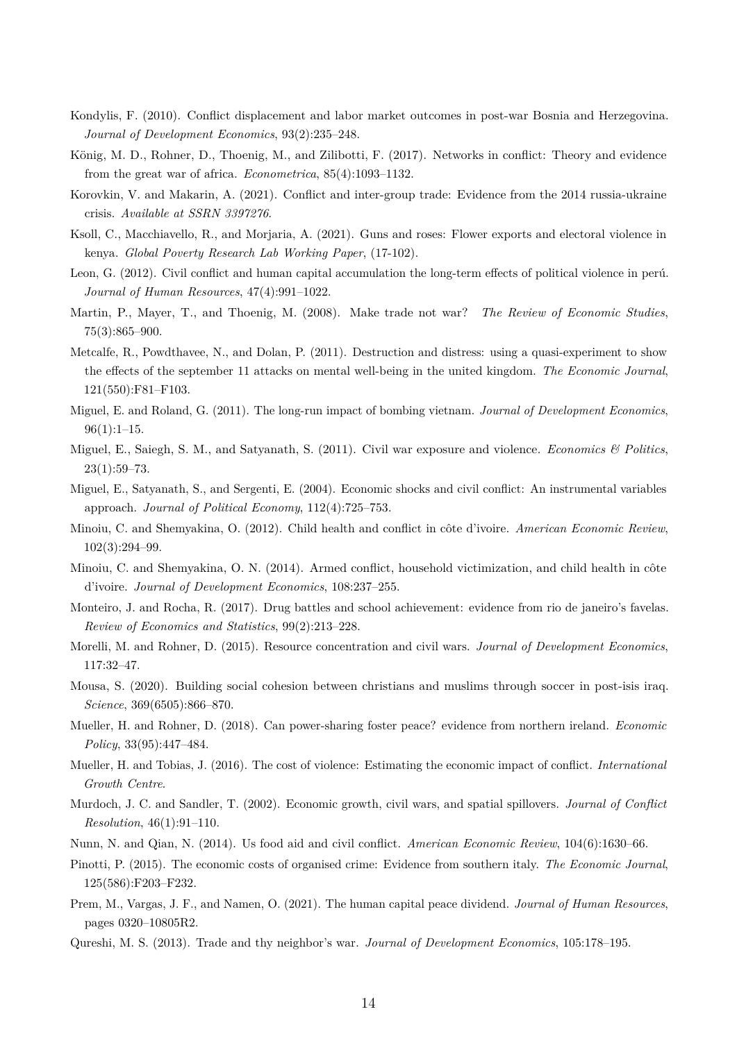Kondylis, F. (2010). Conflict displacement and labor market outcomes in post-war Bosnia and Herzegovina. *Journal of Development Economics*, 93(2):235–248.

König, M. D., Rohner, D., Thoenig, M., and Zilibotti, F. (2017). Networks in conflict: Theory and evidence from the great war of africa. *Econometrica*, 85(4):1093–1132.

Korovkin, V. and Makarin, A. (2021). Conflict and inter-group trade: Evidence from the 2014 russia-ukraine crisis. *Available at SSRN 3397276*.

Ksoll, C., Macchiavello, R., and Morjaria, A. (2021). Guns and roses: Flower exports and electoral violence in kenya. *Global Poverty Research Lab Working Paper*, (17-102).

Leon, G. (2012). Civil conflict and human capital accumulation the long-term effects of political violence in perú. *Journal of Human Resources*, 47(4):991–1022.

Martin, P., Mayer, T., and Thoenig, M. (2008). Make trade not war? *The Review of Economic Studies*, 75(3):865–900.

Metcalfe, R., Powdthavee, N., and Dolan, P. (2011). Destruction and distress: using a quasi-experiment to show the effects of the september 11 attacks on mental well-being in the united kingdom. *The Economic Journal*, 121(550):F81–F103.

Miguel, E. and Roland, G. (2011). The long-run impact of bombing vietnam. *Journal of Development Economics*, 96(1):1–15.

Miguel, E., Saiegh, S. M., and Satyanath, S. (2011). Civil war exposure and violence. *Economics & Politics*, 23(1):59–73.

Miguel, E., Satyanath, S., and Sergenti, E. (2004). Economic shocks and civil conflict: An instrumental variables approach. *Journal of Political Economy*, 112(4):725–753.

Minoiu, C. and Shemyakina, O. (2012). Child health and conflict in côte d'ivoire. *American Economic Review*, 102(3):294–99.

Minoiu, C. and Shemyakina, O. N. (2014). Armed conflict, household victimization, and child health in côte d'ivoire. *Journal of Development Economics*, 108:237–255.

Monteiro, J. and Rocha, R. (2017). Drug battles and school achievement: evidence from rio de janeiro's favelas. *Review of Economics and Statistics*, 99(2):213–228.

Morelli, M. and Rohner, D. (2015). Resource concentration and civil wars. *Journal of Development Economics*, 117:32–47.

Mousa, S. (2020). Building social cohesion between christians and muslims through soccer in post-isis iraq. *Science*, 369(6505):866–870.

Mueller, H. and Rohner, D. (2018). Can power-sharing foster peace? evidence from northern ireland. *Economic Policy*, 33(95):447–484.

Mueller, H. and Tobias, J. (2016). The cost of violence: Estimating the economic impact of conflict. *International Growth Centre*.

Murdoch, J. C. and Sandler, T. (2002). Economic growth, civil wars, and spatial spillovers. *Journal of Conflict Resolution*, 46(1):91–110.

Nunn, N. and Qian, N. (2014). Us food aid and civil conflict. *American Economic Review*, 104(6):1630–66.

Pinotti, P. (2015). The economic costs of organised crime: Evidence from southern italy. *The Economic Journal*, 125(586):F203–F232.

Prem, M., Vargas, J. F., and Namen, O. (2021). The human capital peace dividend. *Journal of Human Resources*, pages 0320–10805R2.

Qureshi, M. S. (2013). Trade and thy neighbor's war. *Journal of Development Economics*, 105:178–195.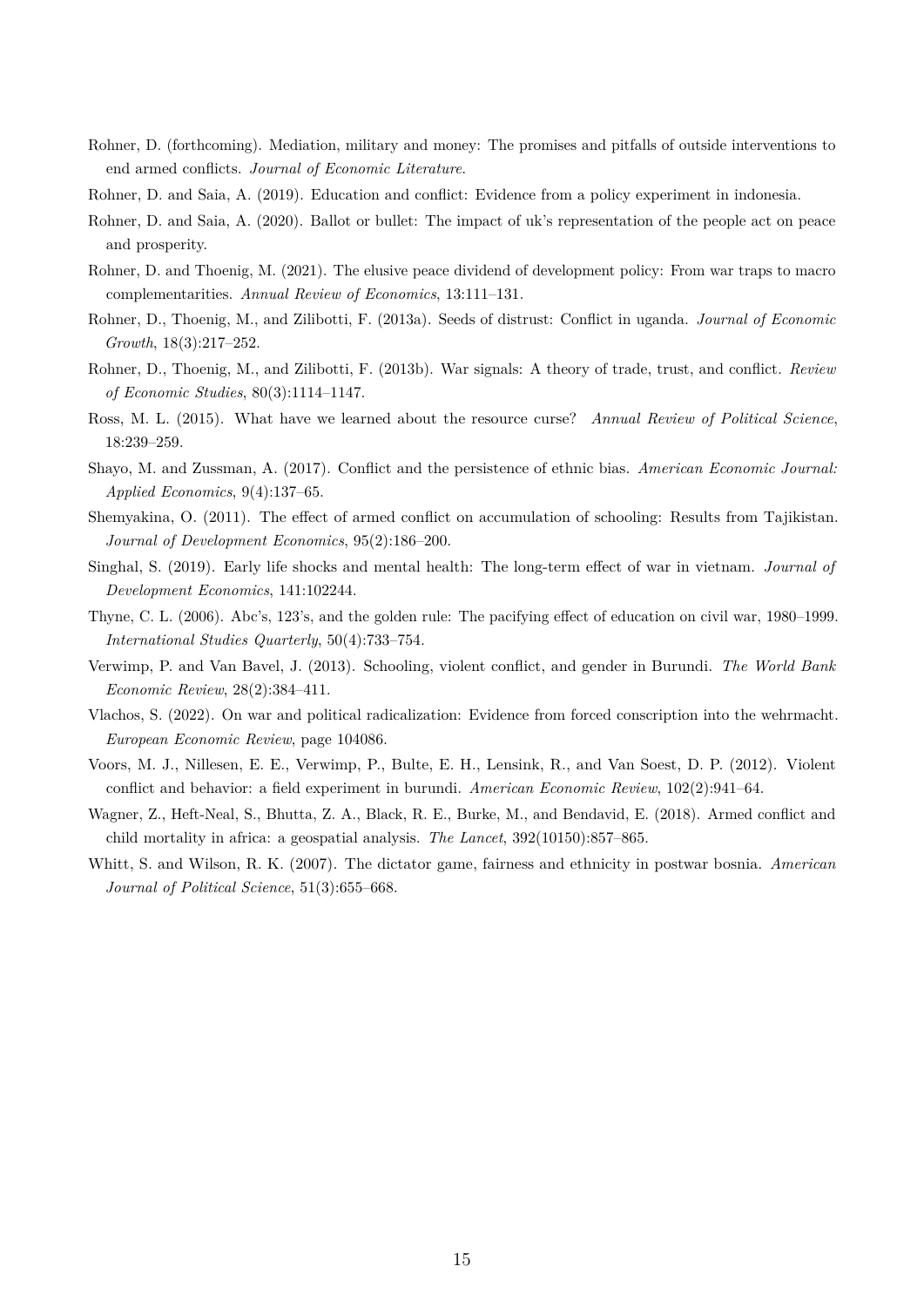Rohner, D. (forthcoming). Mediation, military and money: The promises and pitfalls of outside interventions to end armed conflicts. *Journal of Economic Literature*.

Rohner, D. and Saia, A. (2019). Education and conflict: Evidence from a policy experiment in indonesia.

Rohner, D. and Saia, A. (2020). Ballot or bullet: The impact of uk's representation of the people act on peace and prosperity.

Rohner, D. and Thoenig, M. (2021). The elusive peace dividend of development policy: From war traps to macro complementarities. *Annual Review of Economics*, 13:111–131.

Rohner, D., Thoenig, M., and Zilibotti, F. (2013a). Seeds of distrust: Conflict in uganda. *Journal of Economic Growth*, 18(3):217–252.

Rohner, D., Thoenig, M., and Zilibotti, F. (2013b). War signals: A theory of trade, trust, and conflict. *Review of Economic Studies*, 80(3):1114–1147.

Ross, M. L. (2015). What have we learned about the resource curse? *Annual Review of Political Science*, 18:239–259.

Shayo, M. and Zussman, A. (2017). Conflict and the persistence of ethnic bias. *American Economic Journal: Applied Economics*, 9(4):137–65.

Shemyakina, O. (2011). The effect of armed conflict on accumulation of schooling: Results from Tajikistan. *Journal of Development Economics*, 95(2):186–200.

Singhal, S. (2019). Early life shocks and mental health: The long-term effect of war in vietnam. *Journal of Development Economics*, 141:102244.

Thyne, C. L. (2006). Abc's, 123's, and the golden rule: The pacifying effect of education on civil war, 1980–1999. *International Studies Quarterly*, 50(4):733–754.

Verwimp, P. and Van Bavel, J. (2013). Schooling, violent conflict, and gender in Burundi. *The World Bank Economic Review*, 28(2):384–411.

Vlachos, S. (2022). On war and political radicalization: Evidence from forced conscription into the wehrmacht. *European Economic Review*, page 104086.

Voors, M. J., Nillesen, E. E., Verwimp, P., Bulte, E. H., Lensink, R., and Van Soest, D. P. (2012). Violent conflict and behavior: a field experiment in burundi. *American Economic Review*, 102(2):941–64.

Wagner, Z., Heft-Neal, S., Bhutta, Z. A., Black, R. E., Burke, M., and Bendavid, E. (2018). Armed conflict and child mortality in africa: a geospatial analysis. *The Lancet*, 392(10150):857–865.

Whitt, S. and Wilson, R. K. (2007). The dictator game, fairness and ethnicity in postwar bosnia. *American Journal of Political Science*, 51(3):655–668.